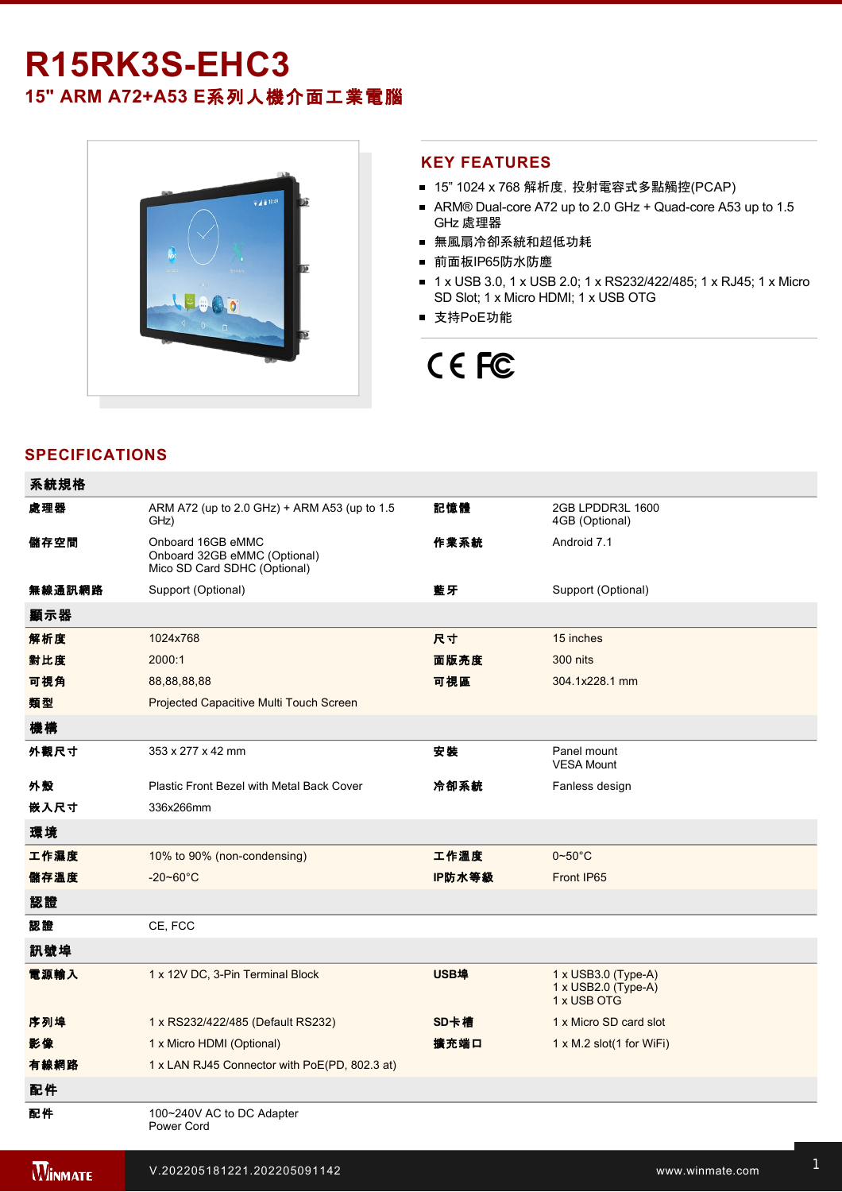# R15RK3S-EHC3

## 15" ARM A72+A53 E系列人機介面工業電腦

## KEY FEATURES

- 15" 1024 x 768 解析度, 投射電容式多點觸控(PCAP)
- ARM® Dual-core A72 up to 2.0 GHz + Quad-core A53 up to 1.5 GHz 處理器
- 無風扇冷卻系統和超低功耗
- 前面板IP65防水防塵
- 1 x USB 3.0, 1 x USB 2.0; 1 x RS232/422/485; 1 x RJ45; 1 x Micro SD Slot; 1 x Micro HDMI; 1 x USB OTG
- 支持PoE功能

CE FC

## SPECIFICATIONS

| 系統規格 | | | |
|---|---|---|---|
| 處理器 | ARM A72 (up to 2.0 GHz) + ARM A53 (up to 1.5 GHz) | 記憶體 | 2GB LPDDR3L 1600<br>4GB (Optional) |
| 儲存空間 | Onboard 16GB eMMC<br>Onboard 32GB eMMC (Optional)<br>Mico SD Card SDHC (Optional) | 作業系統 | Android 7.1 |
| 無線通訊網路 | Support (Optional) | 藍牙 | Support (Optional) |
| **顯示器** | | | |
| 解析度 | 1024x768 | 尺寸 | 15 inches |
| 對比度 | 2000:1 | 面版亮度 | 300 nits |
| 可視角 | 88,88,88,88 | 可視區 | 304.1x228.1 mm |
| 類型 | Projected Capacitive Multi Touch Screen | | |
| **機構** | | | |
| 外觀尺寸 | 353 x 277 x 42 mm | 安裝 | Panel mount<br>VESA Mount |
| 外殼 | Plastic Front Bezel with Metal Back Cover | 冷卻系統 | Fanless design |
| 嵌入尺寸 | 336x266mm | | |
| **環境** | | | |
| 工作濕度 | 10% to 90% (non-condensing) | 工作溫度 | 0~50°C |
| 儲存溫度 | -20~60°C | IP防水等級 | Front IP65 |
| **認證** | | | |
| 認證 | CE, FCC | | |
| **訊號埠** | | | |
| 電源輸入 | 1 x 12V DC, 3-Pin Terminal Block | USB埠 | 1 x USB3.0 (Type-A)<br>1 x USB2.0 (Type-A)<br>1 x USB OTG |
| 序列埠 | 1 x RS232/422/485 (Default RS232) | SD卡槽 | 1 x Micro SD card slot |
| 影像 | 1 x Micro HDMI (Optional) | 擴充端口 | 1 x M.2 slot(1 for WiFi) |
| 有線網路 | 1 x LAN RJ45 Connector with PoE(PD, 802.3 at) | | |
| **配件** | | | |
| 配件 | 100~240V AC to DC Adapter<br>Power Cord | | |

V.202205181221.202205091142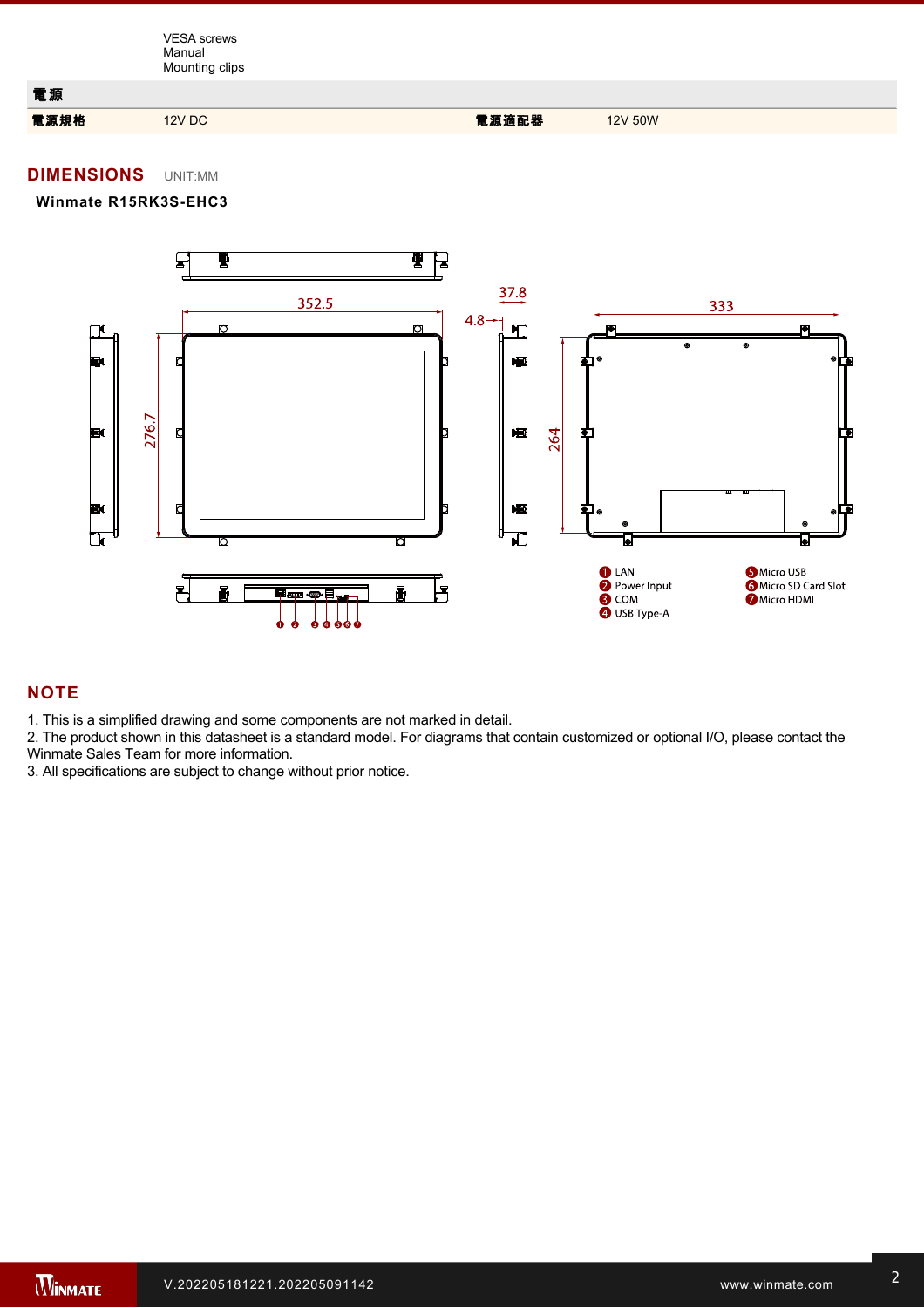VESA screws
Manual
Mounting clips

| 電源 | | | |
|---|---|---|---|
| 電源規格 | 12V DC | 電源適配器 | 12V 50W |

## DIMENSIONS UNIT:MM

**Winmate R15RK3S-EHC3**

352.5
276.7
37.8
4.8
333
264

1 LAN
2 Power Input
3 COM
4 USB Type-A
5 Micro USB
6 Micro SD Card Slot
7 Micro HDMI

## NOTE

1. This is a simplified drawing and some components are not marked in detail.
2. The product shown in this datasheet is a standard model. For diagrams that contain customized or optional I/O, please contact the Winmate Sales Team for more information.
3. All specifications are subject to change without prior notice.